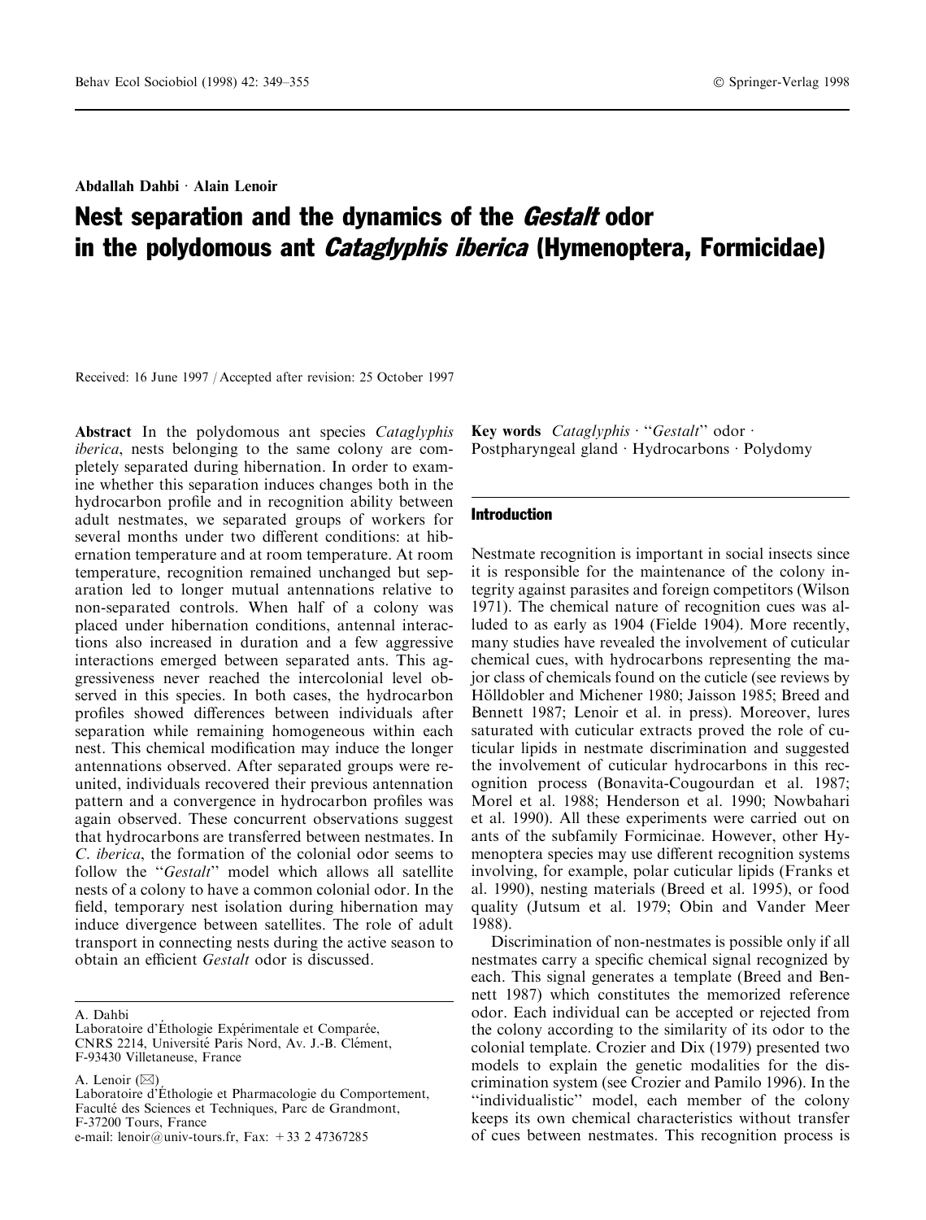Abdallah Dahbi · Alain Lenoir

# Nest separation and the dynamics of the *Gestalt* odor in the polydomous ant *Cataglyphis iberica* (Hymenoptera, Formicidae)

Received: 16 June 1997 / Accepted after revision: 25 October 1997

**Abstract** In the polydomous ant species *Cataglyphis iberica*, nests belonging to the same colony are completely separated during hibernation. In order to examine whether this separation induces changes both in the hydrocarbon profile and in recognition ability between adult nestmates, we separated groups of workers for several months under two different conditions: at hibernation temperature and at room temperature. At room temperature, recognition remained unchanged but separation led to longer mutual antennations relative to non-separated controls. When half of a colony was placed under hibernation conditions, antennal interactions also increased in duration and a few aggressive interactions emerged between separated ants. This aggressiveness never reached the intercolonial level observed in this species. In both cases, the hydrocarbon profiles showed differences between individuals after separation while remaining homogeneous within each nest. This chemical modification may induce the longer antennations observed. After separated groups were reunited, individuals recovered their previous antennation pattern and a convergence in hydrocarbon profiles was again observed. These concurrent observations suggest that hydrocarbons are transferred between nestmates. In *C. iberica*, the formation of the colonial odor seems to follow the "*Gestalt*" model which allows all satellite nests of a colony to have a common colonial odor. In the field, temporary nest isolation during hibernation may induce divergence between satellites. The role of adult transport in connecting nests during the active season to obtain an efficient *Gestalt* odor is discussed.

**Key words** *Cataglyphis* · "*Gestalt*" odor · Postpharyngeal gland · Hydrocarbons · Polydomy

A. Dahbi
Laboratoire d'Éthologie Expérimentale et Comparée, CNRS 2214, Université Paris Nord, Av. J.-B. Clément, F-93430 Villetaneuse, France

A. Lenoir (✉)
Laboratoire d'Éthologie et Pharmacologie du Comportement, Faculté des Sciences et Techniques, Parc de Grandmont, F-37200 Tours, France
e-mail: lenoir@univ-tours.fr, Fax: +33 2 47367285

## Introduction

Nestmate recognition is important in social insects since it is responsible for the maintenance of the colony integrity against parasites and foreign competitors (Wilson 1971). The chemical nature of recognition cues was alluded to as early as 1904 (Fielde 1904). More recently, many studies have revealed the involvement of cuticular chemical cues, with hydrocarbons representing the major class of chemicals found on the cuticle (see reviews by Hölldobler and Michener 1980; Jaisson 1985; Breed and Bennett 1987; Lenoir et al. in press). Moreover, lures saturated with cuticular extracts proved the role of cuticular lipids in nestmate discrimination and suggested the involvement of cuticular hydrocarbons in this recognition process (Bonavita-Cougourdan et al. 1987; Morel et al. 1988; Henderson et al. 1990; Nowbahari et al. 1990). All these experiments were carried out on ants of the subfamily Formicinae. However, other Hymenoptera species may use different recognition systems involving, for example, polar cuticular lipids (Franks et al. 1990), nesting materials (Breed et al. 1995), or food quality (Jutsum et al. 1979; Obin and Vander Meer 1988).

Discrimination of non-nestmates is possible only if all nestmates carry a specific chemical signal recognized by each. This signal generates a template (Breed and Bennett 1987) which constitutes the memorized reference odor. Each individual can be accepted or rejected from the colony according to the similarity of its odor to the colonial template. Crozier and Dix (1979) presented two models to explain the genetic modalities for the discrimination system (see Crozier and Pamilo 1996). In the "individualistic" model, each member of the colony keeps its own chemical characteristics without transfer of cues between nestmates. This recognition process is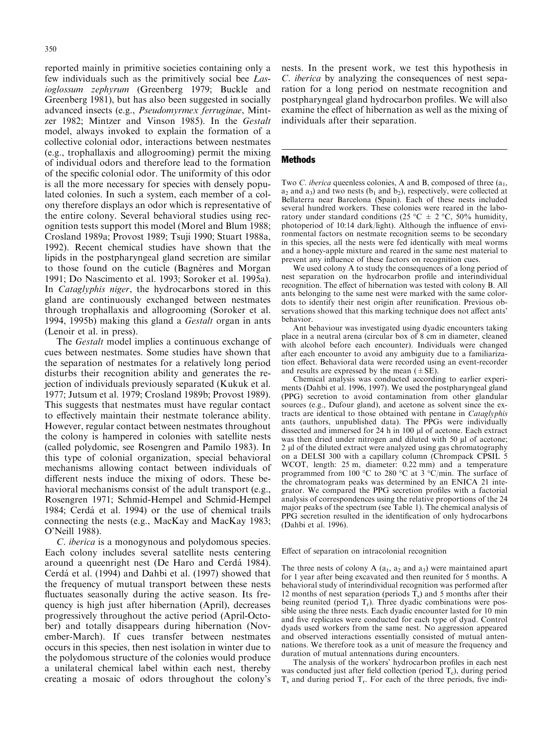reported mainly in primitive societies containing only a few individuals such as the primitively social bee *Lasioglossum zephyrum* (Greenberg 1979; Buckle and Greenberg 1981), but has also been suggested in socially advanced insects (e.g., *Pseudomyrmex ferruginae*, Mintzer 1982; Mintzer and Vinson 1985). In the *Gestalt* model, always invoked to explain the formation of a collective colonial odor, interactions between nestmates (e.g., trophallaxis and allogrooming) permit the mixing of individual odors and therefore lead to the formation of the specific colonial odor. The uniformity of this odor is all the more necessary for species with densely populated colonies. In such a system, each member of a colony therefore displays an odor which is representative of the entire colony. Several behavioral studies using recognition tests support this model (Morel and Blum 1988; Crosland 1989a; Provost 1989; Tsuji 1990; Stuart 1988a, 1992). Recent chemical studies have shown that the lipids in the postpharyngeal gland secretion are similar to those found on the cuticle (Bagnères and Morgan 1991; Do Nascimento et al. 1993; Soroker et al. 1995a). In *Cataglyphis niger*, the hydrocarbons stored in this gland are continuously exchanged between nestmates through trophallaxis and allogrooming (Soroker et al. 1994, 1995b) making this gland a *Gestalt* organ in ants (Lenoir et al. in press).

The *Gestalt* model implies a continuous exchange of cues between nestmates. Some studies have shown that the separation of nestmates for a relatively long period disturbs their recognition ability and generates the rejection of individuals previously separated (Kukuk et al. 1977; Jutsum et al. 1979; Crosland 1989b; Provost 1989). This suggests that nestmates must have regular contact to effectively maintain their nestmate tolerance ability. However, regular contact between nestmates throughout the colony is hampered in colonies with satellite nests (called polydomic, see Rosengren and Pamilo 1983). In this type of colonial organization, special behavioral mechanisms allowing contact between individuals of different nests induce the mixing of odors. These behavioral mechanisms consist of the adult transport (e.g., Rosengren 1971; Schmid-Hempel and Schmid-Hempel 1984; Cerdá et al. 1994) or the use of chemical trails connecting the nests (e.g., MacKay and MacKay 1983; O'Neill 1988).

*C. iberica* is a monogynous and polydomous species. Each colony includes several satellite nests centering around a queenright nest (De Haro and Cerdá 1984). Cerdá et al. (1994) and Dahbi et al. (1997) showed that the frequency of mutual transport between these nests fluctuates seasonally during the active season. Its frequency is high just after hibernation (April), decreases progressively throughout the active period (April-October) and totally disappears during hibernation (November-March). If cues transfer between nestmates occurs in this species, then nest isolation in winter due to the polydomous structure of the colonies would produce a unilateral chemical label within each nest, thereby creating a mosaic of odors throughout the colony's nests. In the present work, we test this hypothesis in *C. iberica* by analyzing the consequences of nest separation for a long period on nestmate recognition and postpharyngeal gland hydrocarbon profiles. We will also examine the effect of hibernation as well as the mixing of individuals after their separation.

## Methods

Two *C. iberica* queenless colonies, A and B, composed of three ($a_1$, $a_2$ and $a_3$) and two nests ($b_1$ and $b_2$), respectively, were collected at Bellaterra near Barcelona (Spain). Each of these nests included several hundred workers. These colonies were reared in the laboratory under standard conditions (25 °C ± 2 °C, 50% humidity, photoperiod of 10:14 dark/light). Although the influence of environmental factors on nestmate recognition seems to be secondary in this species, all the nests were fed identically with meal worms and a honey-apple mixture and reared in the same nest material to prevent any influence of these factors on recognition cues.

We used colony A to study the consequences of a long period of nest separation on the hydrocarbon profile and interindividual recognition. The effect of hibernation was tested with colony B. All ants belonging to the same nest were marked with the same color-dots to identify their nest origin after reunification. Previous observations showed that this marking technique does not affect ants' behavior.

Ant behaviour was investigated using dyadic encounters taking place in a neutral arena (circular box of 8 cm in diameter, cleaned with alcohol before each encounter). Individuals were changed after each encounter to avoid any ambiguity due to a familiarization effect. Behavioral data were recorded using an event-recorder and results are expressed by the mean (±SE).

Chemical analysis was conducted according to earlier experiments (Dahbi et al. 1996, 1997). We used the postpharyngeal gland (PPG) secretion to avoid contamination from other glandular sources (e.g., Dufour gland), and acetone as solvent since the extracts are identical to those obtained with pentane in *Cataglyphis* ants (authors, unpublished data). The PPGs were individually dissected and immersed for 24 h in 100 µl of acetone. Each extract was then dried under nitrogen and diluted with 50 µl of acetone; 2 µl of the diluted extract were analyzed using gas chromatography on a DELSI 300 with a capillary column (Chrompack CPSIL 5 WCOT, length: 25 m, diameter: 0.22 mm) and a temperature programmed from 100 °C to 280 °C at 3 °C/min. The surface of the chromatogram peaks was determined by an ENICA 21 integrator. We compared the PPG secretion profiles with a factorial analysis of correspondences using the relative proportions of the 24 major peaks of the spectrum (see Table 1). The chemical analysis of PPG secretion resulted in the identification of only hydrocarbons (Dahbi et al. 1996).

### Effect of separation on intracolonial recognition

The three nests of colony A ($a_1$, $a_2$ and $a_3$) were maintained apart for 1 year after being excavated and then reunited for 5 months. A behavioral study of interindividual recognition was performed after 12 months of nest separation (periods $T_s$) and 5 months after their being reunited (period $T_r$). Three dyadic combinations were possible using the three nests. Each dyadic encounter lasted for 10 min and five replicates were conducted for each type of dyad. Control dyads used workers from the same nest. No aggression appeared and observed interactions essentially consisted of mutual antennations. We therefore took as a unit of measure the frequency and duration of mutual antennations during encounters.

The analysis of the workers' hydrocarbon profiles in each nest was conducted just after field collection (period $T_c$), during period $T_s$ and during period $T_r$. For each of the three periods, five indi-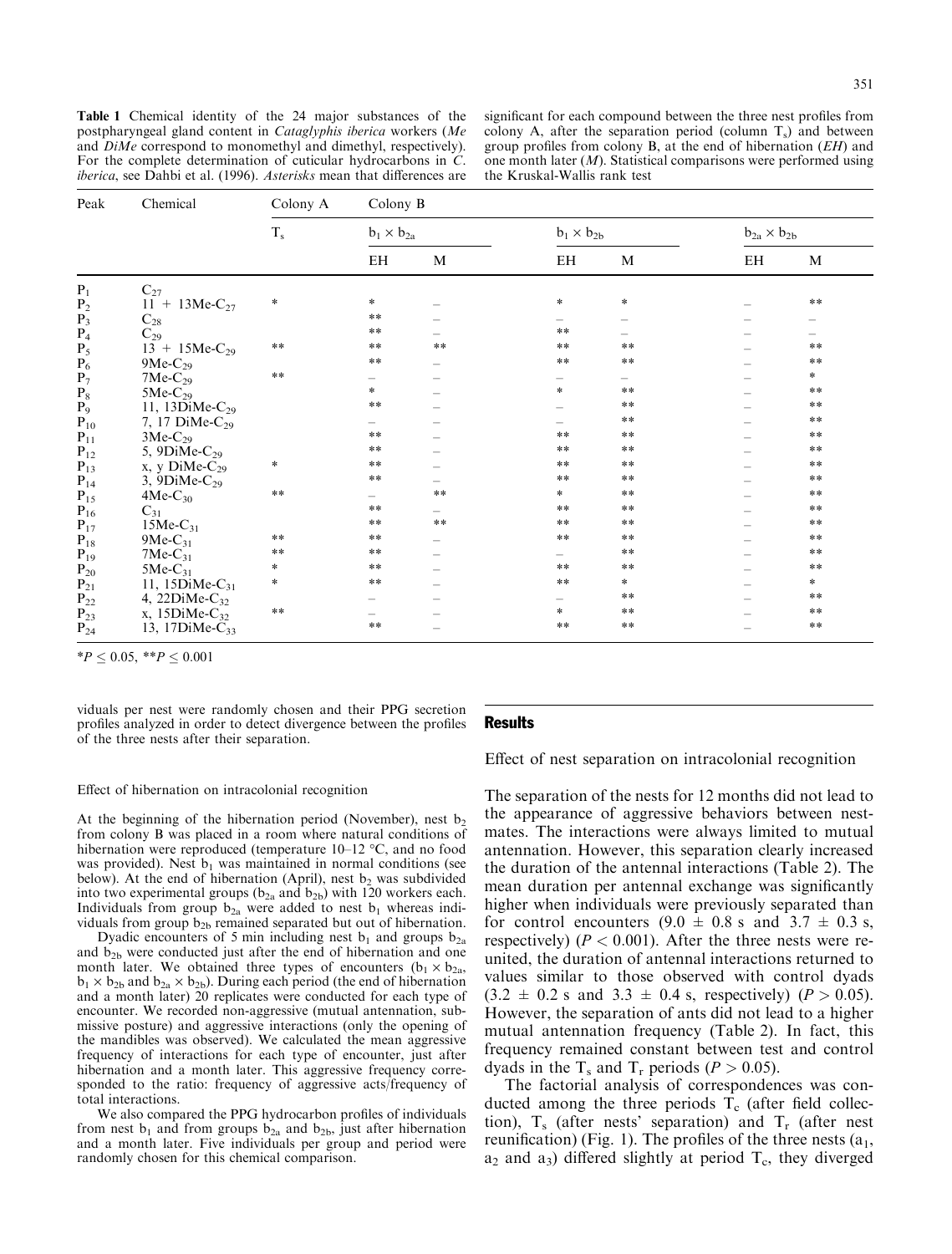**Table 1** Chemical identity of the 24 major substances of the postpharyngeal gland content in *Cataglyphis iberica* workers (*Me* and *DiMe* correspond to monomethyl and dimethyl, respectively). For the complete determination of cuticular hydrocarbons in *C. iberica*, see Dahbi et al. (1996). *Asterisks* mean that differences are significant for each compound between the three nest profiles from colony A, after the separation period (column $T_s$) and between group profiles from colony B, at the end of hibernation (*EH*) and one month later (*M*). Statistical comparisons were performed using the Kruskal-Wallis rank test

| Peak | Chemical | Colony A | Colony B | | | | | |
|---|---|---|---|---|---|---|---|---|
| | | $T_s$ | $b_1 \times b_{2a}$ | | $b_1 \times b_{2b}$ | | $b_{2a} \times b_{2b}$ | |
| | | | EH | M | EH | M | EH | M |
| $P_1$ | $C_{27}$ | | | | | | | |
| $P_2$ | 11 + 13Me-$C_{27}$ | * | * | – | * | * | – | ** |
| $P_3$ | $C_{28}$ | | ** | – | – | – | – | – |
| $P_4$ | $C_{29}$ | | ** | – | ** | – | – | – |
| $P_5$ | 13 + 15Me-$C_{29}$ | ** | ** | ** | ** | ** | – | ** |
| $P_6$ | 9Me-$C_{29}$ | | ** | – | ** | ** | – | ** |
| $P_7$ | 7Me-$C_{29}$ | ** | – | – | – | – | – | * |
| $P_8$ | 5Me-$C_{29}$ | | * | – | * | ** | – | ** |
| $P_9$ | 11, 13DiMe-$C_{29}$ | | ** | – | – | ** | – | ** |
| $P_{10}$ | 7, 17 DiMe-$C_{29}$ | | – | – | – | ** | – | ** |
| $P_{11}$ | 3Me-$C_{29}$ | | ** | – | ** | ** | – | ** |
| $P_{12}$ | 5, 9DiMe-$C_{29}$ | | ** | – | ** | ** | – | ** |
| $P_{13}$ | x, y DiMe-$C_{29}$ | * | ** | – | ** | ** | – | ** |
| $P_{14}$ | 3, 9DiMe-$C_{29}$ | | ** | – | ** | ** | – | ** |
| $P_{15}$ | 4Me-$C_{30}$ | ** | – | ** | * | ** | – | ** |
| $P_{16}$ | $C_{31}$ | | ** | – | ** | ** | – | ** |
| $P_{17}$ | 15Me-$C_{31}$ | | ** | ** | ** | ** | – | ** |
| $P_{18}$ | 9Me-$C_{31}$ | ** | ** | – | ** | ** | – | ** |
| $P_{19}$ | 7Me-$C_{31}$ | ** | ** | – | – | ** | – | ** |
| $P_{20}$ | 5Me-$C_{31}$ | * | ** | – | ** | ** | – | ** |
| $P_{21}$ | 11, 15DiMe-$C_{31}$ | * | ** | – | ** | * | – | * |
| $P_{22}$ | 4, 22DiMe-$C_{32}$ | | – | – | – | ** | – | ** |
| $P_{23}$ | x, 15DiMe-$C_{32}$ | ** | – | – | * | ** | – | ** |
| $P_{24}$ | 13, 17DiMe-$C_{33}$ | | ** | – | ** | ** | – | ** |

*$P \leq 0.05$, **$P \leq 0.001$

viduals per nest were randomly chosen and their PPG secretion profiles analyzed in order to detect divergence between the profiles of the three nests after their separation.

### Effect of hibernation on intracolonial recognition

At the beginning of the hibernation period (November), nest $b_2$ from colony B was placed in a room where natural conditions of hibernation were reproduced (temperature 10–12 °C, and no food was provided). Nest $b_1$ was maintained in normal conditions (see below). At the end of hibernation (April), nest $b_2$ was subdivided into two experimental groups ($b_{2a}$ and $b_{2b}$) with 120 workers each. Individuals from group $b_{2a}$ were added to nest $b_1$ whereas individuals from group $b_{2b}$ remained separated but out of hibernation.

Dyadic encounters of 5 min including nest $b_1$ and groups $b_{2a}$ and $b_{2b}$ were conducted just after the end of hibernation and one month later. We obtained three types of encounters ($b_1 \times b_{2a}$, $b_1 \times b_{2b}$ and $b_{2a} \times b_{2b}$). During each period (the end of hibernation and a month later) 20 replicates were conducted for each type of encounter. We recorded non-aggressive (mutual antennation, submissive posture) and aggressive interactions (only the opening of the mandibles was observed). We calculated the mean aggressive frequency of interactions for each type of encounter, just after hibernation and a month later. This aggressive frequency corresponded to the ratio: frequency of aggressive acts/frequency of total interactions.

We also compared the PPG hydrocarbon profiles of individuals from nest $b_1$ and from groups $b_{2a}$ and $b_{2b}$, just after hibernation and a month later. Five individuals per group and period were randomly chosen for this chemical comparison.

## Results

### Effect of nest separation on intracolonial recognition

The separation of the nests for 12 months did not lead to the appearance of aggressive behaviors between nestmates. The interactions were always limited to mutual antennation. However, this separation clearly increased the duration of the antennal interactions (Table 2). The mean duration per antennal exchange was significantly higher when individuals were previously separated than for control encounters (9.0 ± 0.8 s and 3.7 ± 0.3 s, respectively) ($P < 0.001$). After the three nests were reunited, the duration of antennal interactions returned to values similar to those observed with control dyads (3.2 ± 0.2 s and 3.3 ± 0.4 s, respectively) ($P > 0.05$). However, the separation of ants did not lead to a higher mutual antennation frequency (Table 2). In fact, this frequency remained constant between test and control dyads in the $T_s$ and $T_r$ periods ($P > 0.05$).

The factorial analysis of correspondences was conducted among the three periods $T_c$ (after field collection), $T_s$ (after nests' separation) and $T_r$ (after nest reunification) (Fig. 1). The profiles of the three nests ($a_1$, $a_2$ and $a_3$) differed slightly at period $T_c$, they diverged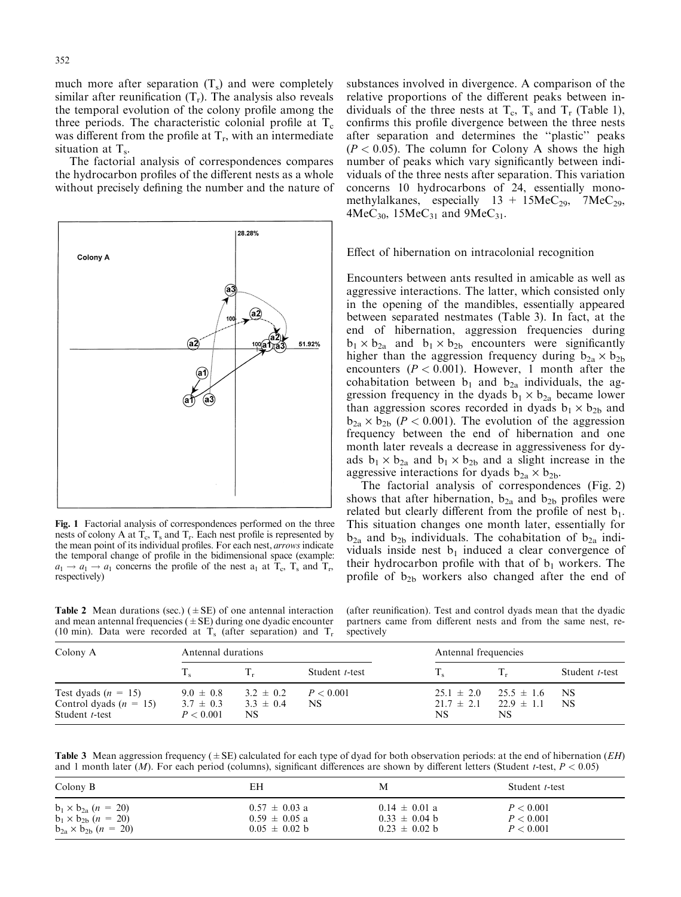much more after separation ($T_s$) and were completely similar after reunification ($T_r$). The analysis also reveals the temporal evolution of the colony profile among the three periods. The characteristic colonial profile at $T_c$ was different from the profile at $T_r$, with an intermediate situation at $T_s$.

The factorial analysis of correspondences compares the hydrocarbon profiles of the different nests as a whole without precisely defining the number and the nature of substances involved in divergence. A comparison of the relative proportions of the different peaks between individuals of the three nests at $T_c$, $T_s$ and $T_r$ (Table 1), confirms this profile divergence between the three nests after separation and determines the "plastic" peaks ($P < 0.05$). The column for Colony A shows the high number of peaks which vary significantly between individuals of the three nests after separation. This variation concerns 10 hydrocarbons of 24, essentially monomethylalkanes, especially 13 + 15Me$C_{29}$, 7Me$C_{29}$, 4Me$C_{30}$, 15Me$C_{31}$ and 9Me$C_{31}$.

**Fig. 1** Factorial analysis of correspondences performed on the three nests of colony A at $T_c$, $T_s$ and $T_r$. Each nest profile is represented by the mean point of its individual profiles. For each nest, *arrows* indicate the temporal change of profile in the bidimensional space (example: $a_1 \rightarrow a_1 \rightarrow a_1$ concerns the profile of the nest $a_1$ at $T_c$, $T_s$ and $T_r$, respectively)

## Effect of hibernation on intracolonial recognition

Encounters between ants resulted in amicable as well as aggressive interactions. The latter, which consisted only in the opening of the mandibles, essentially appeared between separated nestmates (Table 3). In fact, at the end of hibernation, aggression frequencies during $b_1 \times b_{2a}$ and $b_1 \times b_{2b}$ encounters were significantly higher than the aggression frequency during $b_{2a} \times b_{2b}$ encounters ($P < 0.001$). However, 1 month after the cohabitation between $b_1$ and $b_{2a}$ individuals, the aggression frequency in the dyads $b_1 \times b_{2a}$ became lower than aggression scores recorded in dyads $b_1 \times b_{2b}$ and $b_{2a} \times b_{2b}$ ($P < 0.001$). The evolution of the aggression frequency between the end of hibernation and one month later reveals a decrease in aggressiveness for dyads $b_1 \times b_{2a}$ and $b_1 \times b_{2b}$ and a slight increase in the aggressive interactions for dyads $b_{2a} \times b_{2b}$.

The factorial analysis of correspondences (Fig. 2) shows that after hibernation, $b_{2a}$ and $b_{2b}$ profiles were related but clearly different from the profile of nest $b_1$. This situation changes one month later, essentially for $b_{2a}$ and $b_{2b}$ individuals. The cohabitation of $b_{2a}$ individuals inside nest $b_1$ induced a clear convergence of their hydrocarbon profile with that of $b_1$ workers. The profile of $b_{2b}$ workers also changed after the end of

**Table 2** Mean durations (sec.) (±SE) of one antennal interaction and mean antennal frequencies (±SE) during one dyadic encounter (10 min). Data were recorded at $T_s$ (after separation) and $T_r$ (after reunification). Test and control dyads mean that the dyadic partners came from different nests and from the same nest, respectively

| Colony A | Antennal durations | | | Antennal frequencies | | |
|---|---|---|---|---|---|---|
| | $T_s$ | $T_r$ | Student *t*-test | $T_s$ | $T_r$ | Student *t*-test |
| Test dyads ($n$ = 15) | 9.0 ± 0.8 | 3.2 ± 0.2 | $P < 0.001$ | 25.1 ± 2.0 | 25.5 ± 1.6 | NS |
| Control dyads ($n$ = 15) | 3.7 ± 0.3 | 3.3 ± 0.4 | NS | 21.7 ± 2.1 | 22.9 ± 1.1 | NS |
| Student *t*-test | $P < 0.001$ | NS | | NS | NS | |

**Table 3** Mean aggression frequency (±SE) calculated for each type of dyad for both observation periods: at the end of hibernation (*EH*) and 1 month later (*M*). For each period (columns), significant differences are shown by different letters (Student *t*-test, $P < 0.05$)

| Colony B | EH | M | Student *t*-test |
|---|---|---|---|
| $b_1 \times b_{2a}$ ($n$ = 20) | 0.57 ± 0.03 a | 0.14 ± 0.01 a | $P < 0.001$ |
| $b_1 \times b_{2b}$ ($n$ = 20) | 0.59 ± 0.05 a | 0.33 ± 0.04 b | $P < 0.001$ |
| $b_{2a} \times b_{2b}$ ($n$ = 20) | 0.05 ± 0.02 b | 0.23 ± 0.02 b | $P < 0.001$ |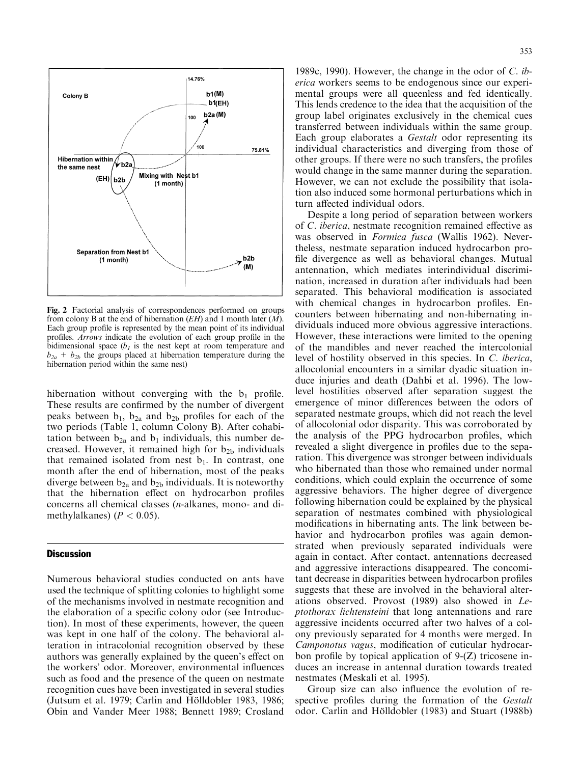**Fig. 2** Factorial analysis of correspondences performed on groups from colony B at the end of hibernation (*EH*) and 1 month later (*M*). Each group profile is represented by the mean point of its individual profiles. *Arrows* indicate the evolution of each group profile in the bidimensional space ($b_1$ is the nest kept at room temperature and $b_{2a}$ + $b_{2b}$ the groups placed at hibernation temperature during the hibernation period within the same nest)

hibernation without converging with the $b_1$ profile. These results are confirmed by the number of divergent peaks between $b_1$, $b_{2a}$ and $b_{2b}$ profiles for each of the two periods (Table 1, column Colony B). After cohabitation between $b_{2a}$ and $b_1$ individuals, this number decreased. However, it remained high for $b_{2b}$ individuals that remained isolated from nest $b_1$. In contrast, one month after the end of hibernation, most of the peaks diverge between $b_{2a}$ and $b_{2b}$ individuals. It is noteworthy that the hibernation effect on hydrocarbon profiles concerns all chemical classes (*n*-alkanes, mono- and dimethylalkanes) ($P < 0.05$).

## Discussion

Numerous behavioral studies conducted on ants have used the technique of splitting colonies to highlight some of the mechanisms involved in nestmate recognition and the elaboration of a specific colony odor (see Introduction). In most of these experiments, however, the queen was kept in one half of the colony. The behavioral alteration in intracolonial recognition observed by these authors was generally explained by the queen's effect on the workers' odor. Moreover, environmental influences such as food and the presence of the queen on nestmate recognition cues have been investigated in several studies (Jutsum et al. 1979; Carlin and Hölldobler 1983, 1986; Obin and Vander Meer 1988; Bennett 1989; Crosland 1989c, 1990). However, the change in the odor of *C. iberica* workers seems to be endogenous since our experimental groups were all queenless and fed identically. This lends credence to the idea that the acquisition of the group label originates exclusively in the chemical cues transferred between individuals within the same group. Each group elaborates a *Gestalt* odor representing its individual characteristics and diverging from those of other groups. If there were no such transfers, the profiles would change in the same manner during the separation. However, we can not exclude the possibility that isolation also induced some hormonal perturbations which in turn affected individual odors.

Despite a long period of separation between workers of *C. iberica*, nestmate recognition remained effective as was observed in *Formica fusca* (Wallis 1962). Nevertheless, nestmate separation induced hydrocarbon profile divergence as well as behavioral changes. Mutual antennation, which mediates interindividual discrimination, increased in duration after individuals had been separated. This behavioral modification is associated with chemical changes in hydrocarbon profiles. Encounters between hibernating and non-hibernating individuals induced more obvious aggressive interactions. However, these interactions were limited to the opening of the mandibles and never reached the intercolonial level of hostility observed in this species. In *C. iberica*, allocolonial encounters in a similar dyadic situation induce injuries and death (Dahbi et al. 1996). The low-level hostilities observed after separation suggest the emergence of minor differences between the odors of separated nestmate groups, which did not reach the level of allocolonial odor disparity. This was corroborated by the analysis of the PPG hydrocarbon profiles, which revealed a slight divergence in profiles due to the separation. This divergence was stronger between individuals who hibernated than those who remained under normal conditions, which could explain the occurrence of some aggressive behaviors. The higher degree of divergence following hibernation could be explained by the physical separation of nestmates combined with physiological modifications in hibernating ants. The link between behavior and hydrocarbon profiles was again demonstrated when previously separated individuals were again in contact. After contact, antennations decreased and aggressive interactions disappeared. The concomitant decrease in disparities between hydrocarbon profiles suggests that these are involved in the behavioral alterations observed. Provost (1989) also showed in *Leptothorax lichtensteini* that long antennations and rare aggressive incidents occurred after two halves of a colony previously separated for 4 months were merged. In *Camponotus vagus*, modification of cuticular hydrocarbon profile by topical application of 9-(Z) tricosene induces an increase in antennal duration towards treated nestmates (Meskali et al. 1995).

Group size can also influence the evolution of respective profiles during the formation of the *Gestalt* odor. Carlin and Hölldobler (1983) and Stuart (1988b)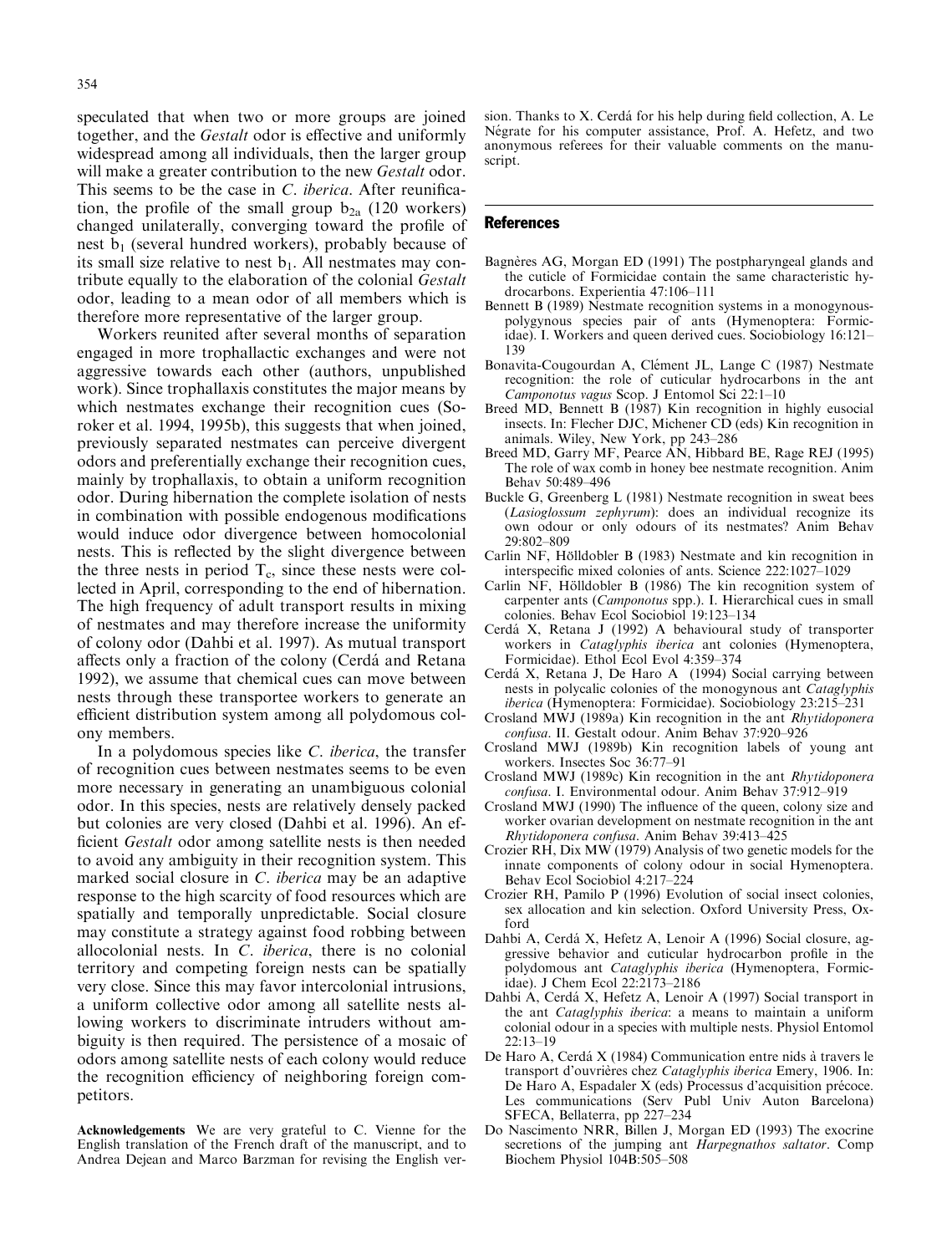speculated that when two or more groups are joined together, and the *Gestalt* odor is effective and uniformly widespread among all individuals, then the larger group will make a greater contribution to the new *Gestalt* odor. This seems to be the case in *C. iberica*. After reunification, the profile of the small group $b_{2a}$ (120 workers) changed unilaterally, converging toward the profile of nest $b_1$ (several hundred workers), probably because of its small size relative to nest $b_1$. All nestmates may contribute equally to the elaboration of the colonial *Gestalt* odor, leading to a mean odor of all members which is therefore more representative of the larger group.

Workers reunited after several months of separation engaged in more trophallactic exchanges and were not aggressive towards each other (authors, unpublished work). Since trophallaxis constitutes the major means by which nestmates exchange their recognition cues (Soroker et al. 1994, 1995b), this suggests that when joined, previously separated nestmates can perceive divergent odors and preferentially exchange their recognition cues, mainly by trophallaxis, to obtain a uniform recognition odor. During hibernation the complete isolation of nests in combination with possible endogenous modifications would induce odor divergence between homocolonial nests. This is reflected by the slight divergence between the three nests in period $T_c$, since these nests were collected in April, corresponding to the end of hibernation. The high frequency of adult transport results in mixing of nestmates and may therefore increase the uniformity of colony odor (Dahbi et al. 1997). As mutual transport affects only a fraction of the colony (Cerdá and Retana 1992), we assume that chemical cues can move between nests through these transportee workers to generate an efficient distribution system among all polydomous colony members.

In a polydomous species like *C. iberica*, the transfer of recognition cues between nestmates seems to be even more necessary in generating an unambiguous colonial odor. In this species, nests are relatively densely packed but colonies are very closed (Dahbi et al. 1996). An efficient *Gestalt* odor among satellite nests is then needed to avoid any ambiguity in their recognition system. This marked social closure in *C. iberica* may be an adaptive response to the high scarcity of food resources which are spatially and temporally unpredictable. Social closure may constitute a strategy against food robbing between allocolonial nests. In *C. iberica*, there is no colonial territory and competing foreign nests can be spatially very close. Since this may favor intercolonial intrusions, a uniform collective odor among all satellite nests allowing workers to discriminate intruders without ambiguity is then required. The persistence of a mosaic of odors among satellite nests of each colony would reduce the recognition efficiency of neighboring foreign competitors.

**Acknowledgements** We are very grateful to C. Vienne for the English translation of the French draft of the manuscript, and to Andrea Dejean and Marco Barzman for revising the English version. Thanks to X. Cerdá for his help during field collection, A. Le Négrate for his computer assistance, Prof. A. Hefetz, and two anonymous referees for their valuable comments on the manuscript.

## References

Bagnères AG, Morgan ED (1991) The postpharyngeal glands and the cuticle of Formicidae contain the same characteristic hydrocarbons. Experientia 47:106–111

Bennett B (1989) Nestmate recognition systems in a monogynous-polygynous species pair of ants (Hymenoptera: Formicidae). I. Workers and queen derived cues. Sociobiology 16:121–139

Bonavita-Cougourdan A, Clément JL, Lange C (1987) Nestmate recognition: the role of cuticular hydrocarbons in the ant *Camponotus vagus* Scop. J Entomol Sci 22:1–10

Breed MD, Bennett B (1987) Kin recognition in highly eusocial insects. In: Flecher DJC, Michener CD (eds) Kin recognition in animals. Wiley, New York, pp 243–286

Breed MD, Garry MF, Pearce AN, Hibbard BE, Rage REJ (1995) The role of wax comb in honey bee nestmate recognition. Anim Behav 50:489–496

Buckle G, Greenberg L (1981) Nestmate recognition in sweat bees (*Lasioglossum zephyrum*): does an individual recognize its own odour or only odours of its nestmates? Anim Behav 29:802–809

Carlin NF, Hölldobler B (1983) Nestmate and kin recognition in interspecific mixed colonies of ants. Science 222:1027–1029

Carlin NF, Hölldobler B (1986) The kin recognition system of carpenter ants (*Camponotus* spp.). I. Hierarchical cues in small colonies. Behav Ecol Sociobiol 19:123–134

Cerdá X, Retana J (1992) A behavioural study of transporter workers in *Cataglyphis iberica* ant colonies (Hymenoptera, Formicidae). Ethol Ecol Evol 4:359–374

Cerdá X, Retana J, De Haro A (1994) Social carrying between nests in polycalic colonies of the monogynous ant *Cataglyphis iberica* (Hymenoptera: Formicidae). Sociobiology 23:215–231

Crosland MWJ (1989a) Kin recognition in the ant *Rhytidoponera confusa*. II. Gestalt odour. Anim Behav 37:920–926

Crosland MWJ (1989b) Kin recognition labels of young ant workers. Insectes Soc 36:77–91

Crosland MWJ (1989c) Kin recognition in the ant *Rhytidoponera confusa*. I. Environmental odour. Anim Behav 37:912–919

Crosland MWJ (1990) The influence of the queen, colony size and worker ovarian development on nestmate recognition in the ant *Rhytidoponera confusa*. Anim Behav 39:413–425

Crozier RH, Dix MW (1979) Analysis of two genetic models for the innate components of colony odour in social Hymenoptera. Behav Ecol Sociobiol 4:217–224

Crozier RH, Pamilo P (1996) Evolution of social insect colonies, sex allocation and kin selection. Oxford University Press, Oxford

Dahbi A, Cerdá X, Hefetz A, Lenoir A (1996) Social closure, aggressive behavior and cuticular hydrocarbon profile in the polydomous ant *Cataglyphis iberica* (Hymenoptera, Formicidae). J Chem Ecol 22:2173–2186

Dahbi A, Cerdá X, Hefetz A, Lenoir A (1997) Social transport in the ant *Cataglyphis iberica*: a means to maintain a uniform colonial odour in a species with multiple nests. Physiol Entomol 22:13–19

De Haro A, Cerdá X (1984) Communication entre nids à travers le transport d'ouvrières chez *Cataglyphis iberica* Emery, 1906. In: De Haro A, Espadaler X (eds) Processus d'acquisition précoce. Les communications (Serv Publ Univ Auton Barcelona) SFECA, Bellaterra, pp 227–234

Do Nascimento NRR, Billen J, Morgan ED (1993) The exocrine secretions of the jumping ant *Harpegnathos saltator*. Comp Biochem Physiol 104B:505–508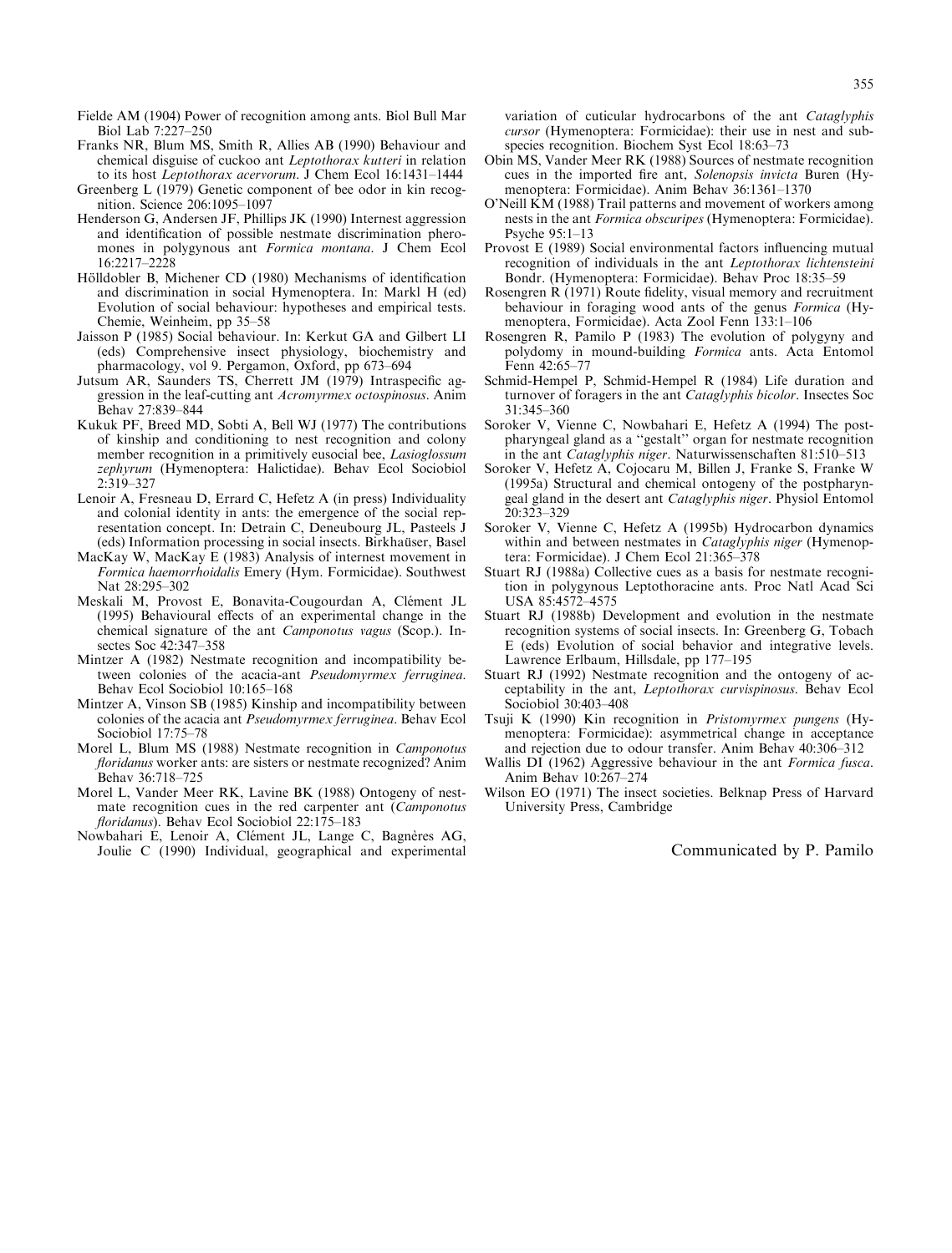Fielde AM (1904) Power of recognition among ants. Biol Bull Mar Biol Lab 7:227–250

Franks NR, Blum MS, Smith R, Allies AB (1990) Behaviour and chemical disguise of cuckoo ant *Leptothorax kutteri* in relation to its host *Leptothorax acervorum*. J Chem Ecol 16:1431–1444

Greenberg L (1979) Genetic component of bee odor in kin recognition. Science 206:1095–1097

Henderson G, Andersen JF, Phillips JK (1990) Internest aggression and identification of possible nestmate discrimination pheromones in polygynous ant *Formica montana*. J Chem Ecol 16:2217–2228

Hölldobler B, Michener CD (1980) Mechanisms of identification and discrimination in social Hymenoptera. In: Markl H (ed) Evolution of social behaviour: hypotheses and empirical tests. Chemie, Weinheim, pp 35–58

Jaisson P (1985) Social behaviour. In: Kerkut GA and Gilbert LI (eds) Comprehensive insect physiology, biochemistry and pharmacology, vol 9. Pergamon, Oxford, pp 673–694

Jutsum AR, Saunders TS, Cherrett JM (1979) Intraspecific aggression in the leaf-cutting ant *Acromyrmex octospinosus*. Anim Behav 27:839–844

Kukuk PF, Breed MD, Sobti A, Bell WJ (1977) The contributions of kinship and conditioning to nest recognition and colony member recognition in a primitively eusocial bee, *Lasioglossum zephyrum* (Hymenoptera: Halictidae). Behav Ecol Sociobiol 2:319–327

Lenoir A, Fresneau D, Errard C, Hefetz A (in press) Individuality and colonial identity in ants: the emergence of the social representation concept. In: Detrain C, Deneubourg JL, Pasteels J (eds) Information processing in social insects. Birkhaüser, Basel

MacKay W, MacKay E (1983) Analysis of internest movement in *Formica haemorrhoidalis* Emery (Hym. Formicidae). Southwest Nat 28:295–302

Meskali M, Provost E, Bonavita-Cougourdan A, Clément JL (1995) Behavioural effects of an experimental change in the chemical signature of the ant *Camponotus vagus* (Scop.). Insectes Soc 42:347–358

Mintzer A (1982) Nestmate recognition and incompatibility between colonies of the acacia-ant *Pseudomyrmex ferruginea*. Behav Ecol Sociobiol 10:165–168

Mintzer A, Vinson SB (1985) Kinship and incompatibility between colonies of the acacia ant *Pseudomyrmex ferruginea*. Behav Ecol Sociobiol 17:75–78

Morel L, Blum MS (1988) Nestmate recognition in *Camponotus floridanus* worker ants: are sisters or nestmate recognized? Anim Behav 36:718–725

Morel L, Vander Meer RK, Lavine BK (1988) Ontogeny of nestmate recognition cues in the red carpenter ant (*Camponotus floridanus*). Behav Ecol Sociobiol 22:175–183

Nowbahari E, Lenoir A, Clément JL, Lange C, Bagnères AG, Joulie C (1990) Individual, geographical and experimental variation of cuticular hydrocarbons of the ant *Cataglyphis cursor* (Hymenoptera: Formicidae): their use in nest and subspecies recognition. Biochem Syst Ecol 18:63–73

Obin MS, Vander Meer RK (1988) Sources of nestmate recognition cues in the imported fire ant, *Solenopsis invicta* Buren (Hymenoptera: Formicidae). Anim Behav 36:1361–1370

O'Neill KM (1988) Trail patterns and movement of workers among nests in the ant *Formica obscuripes* (Hymenoptera: Formicidae). Psyche 95:1–13

Provost E (1989) Social environmental factors influencing mutual recognition of individuals in the ant *Leptothorax lichtensteini* Bondr. (Hymenoptera: Formicidae). Behav Proc 18:35–59

Rosengren R (1971) Route fidelity, visual memory and recruitment behaviour in foraging wood ants of the genus *Formica* (Hymenoptera, Formicidae). Acta Zool Fenn 133:1–106

Rosengren R, Pamilo P (1983) The evolution of polygyny and polydomy in mound-building *Formica* ants. Acta Entomol Fenn 42:65–77

Schmid-Hempel P, Schmid-Hempel R (1984) Life duration and turnover of foragers in the ant *Cataglyphis bicolor*. Insectes Soc 31:345–360

Soroker V, Vienne C, Nowbahari E, Hefetz A (1994) The postpharyngeal gland as a "gestalt" organ for nestmate recognition in the ant *Cataglyphis niger*. Naturwissenschaften 81:510–513

Soroker V, Hefetz A, Cojocaru M, Billen J, Franke S, Franke W (1995a) Structural and chemical ontogeny of the postpharyngeal gland in the desert ant *Cataglyphis niger*. Physiol Entomol 20:323–329

Soroker V, Vienne C, Hefetz A (1995b) Hydrocarbon dynamics within and between nestmates in *Cataglyphis niger* (Hymenoptera: Formicidae). J Chem Ecol 21:365–378

Stuart RJ (1988a) Collective cues as a basis for nestmate recognition in polygynous Leptothoracine ants. Proc Natl Acad Sci USA 85:4572–4575

Stuart RJ (1988b) Development and evolution in the nestmate recognition systems of social insects. In: Greenberg G, Tobach E (eds) Evolution of social behavior and integrative levels. Lawrence Erlbaum, Hillsdale, pp 177–195

Stuart RJ (1992) Nestmate recognition and the ontogeny of acceptability in the ant, *Leptothorax curvispinosus*. Behav Ecol Sociobiol 30:403–408

Tsuji K (1990) Kin recognition in *Pristomyrmex pungens* (Hymenoptera: Formicidae): asymmetrical change in acceptance and rejection due to odour transfer. Anim Behav 40:306–312

Wallis DI (1962) Aggressive behaviour in the ant *Formica fusca*. Anim Behav 10:267–274

Wilson EO (1971) The insect societies. Belknap Press of Harvard University Press, Cambridge

Communicated by P. Pamilo